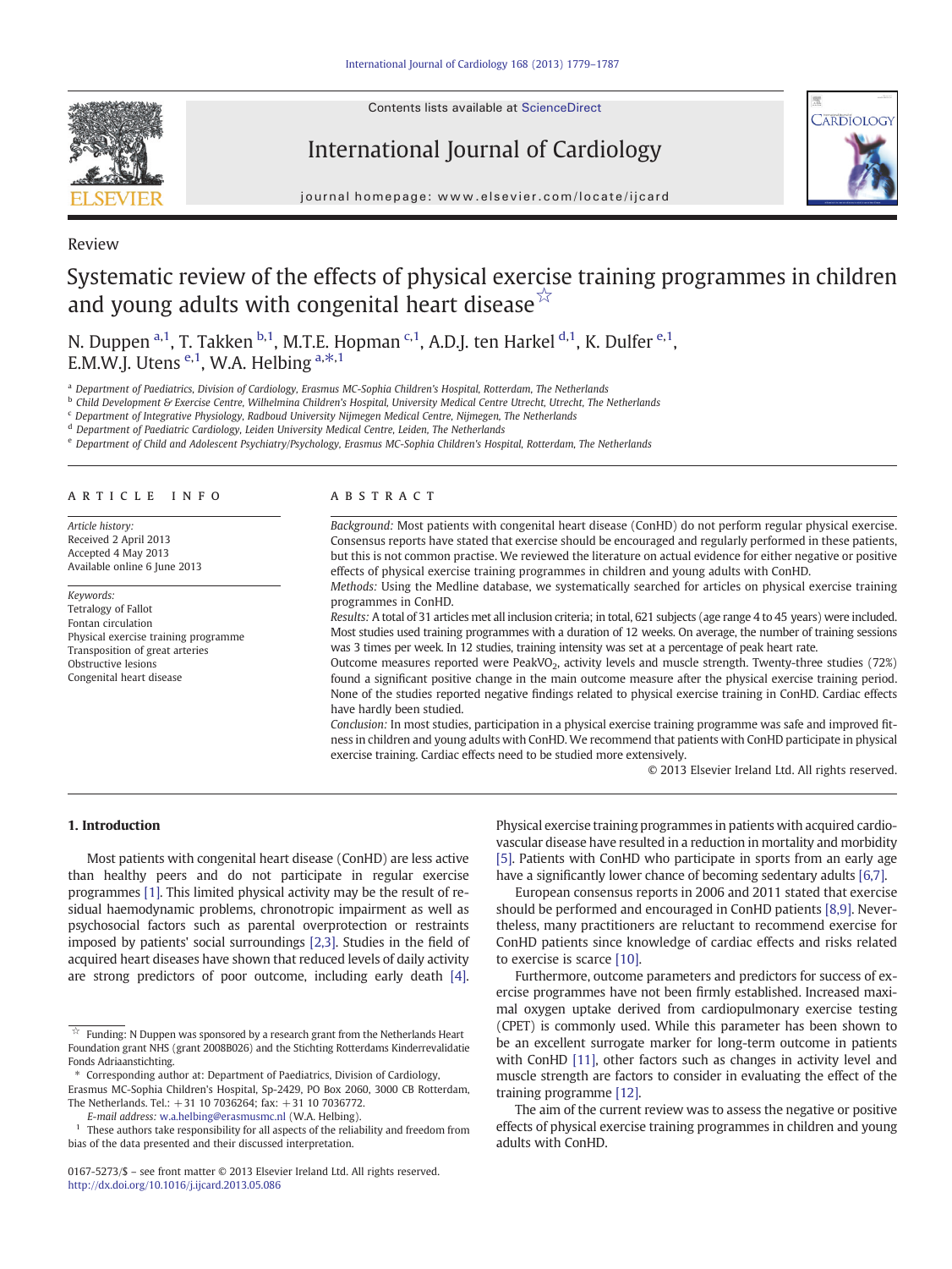Review

# Systematic review of the effects of physical exercise training programmes in children and young adults with congenital heart disease ☆

N. Duppen [a,1], T. Takken [b,1], M.T.E. Hopman [c,1], A.D.J. ten Harkel [d,1], K. Dulfer [e,1], E.M.W.J. Utens [e,1], W.A. Helbing [a,*,1]

[a] Department of Paediatrics, Division of Cardiology, Erasmus MC-Sophia Children's Hospital, Rotterdam, The Netherlands
[b] Child Development & Exercise Centre, Wilhelmina Children's Hospital, University Medical Centre Utrecht, Utrecht, The Netherlands
[c] Department of Integrative Physiology, Radboud University Nijmegen Medical Centre, Nijmegen, The Netherlands
[d] Department of Paediatric Cardiology, Leiden University Medical Centre, Leiden, The Netherlands
[e] Department of Child and Adolescent Psychiatry/Psychology, Erasmus MC-Sophia Children's Hospital, Rotterdam, The Netherlands

**ARTICLE INFO**

*Article history:*
Received 2 April 2013
Accepted 4 May 2013
Available online 6 June 2013

*Keywords:*
Tetralogy of Fallot
Fontan circulation
Physical exercise training programme
Transposition of great arteries
Obstructive lesions
Congenital heart disease

**ABSTRACT**

*Background:* Most patients with congenital heart disease (ConHD) do not perform regular physical exercise. Consensus reports have stated that exercise should be encouraged and regularly performed in these patients, but this is not common practise. We reviewed the literature on actual evidence for either negative or positive effects of physical exercise training programmes in children and young adults with ConHD.

*Methods:* Using the Medline database, we systematically searched for articles on physical exercise training programmes in ConHD.

*Results:* A total of 31 articles met all inclusion criteria; in total, 621 subjects (age range 4 to 45 years) were included. Most studies used training programmes with a duration of 12 weeks. On average, the number of training sessions was 3 times per week. In 12 studies, training intensity was set at a percentage of peak heart rate. Outcome measures reported were Peak$VO_2$, activity levels and muscle strength. Twenty-three studies (72%) found a significant positive change in the main outcome measure after the physical exercise training period. None of the studies reported negative findings related to physical exercise training in ConHD. Cardiac effects have hardly been studied.

*Conclusion:* In most studies, participation in a physical exercise training programme was safe and improved fitness in children and young adults with ConHD. We recommend that patients with ConHD participate in physical exercise training. Cardiac effects need to be studied more extensively.

© 2013 Elsevier Ireland Ltd. All rights reserved.

## 1. Introduction

Most patients with congenital heart disease (ConHD) are less active than healthy peers and do not participate in regular exercise programmes [1]. This limited physical activity may be the result of residual haemodynamic problems, chronotropic impairment as well as psychosocial factors such as parental overprotection or restraints imposed by patients' social surroundings [2,3]. Studies in the field of acquired heart diseases have shown that reduced levels of daily activity are strong predictors of poor outcome, including early death [4]. Physical exercise training programmes in patients with acquired cardiovascular disease have resulted in a reduction in mortality and morbidity [5]. Patients with ConHD who participate in sports from an early age have a significantly lower chance of becoming sedentary adults [6,7].

European consensus reports in 2006 and 2011 stated that exercise should be performed and encouraged in ConHD patients [8,9]. Nevertheless, many practitioners are reluctant to recommend exercise for ConHD patients since knowledge of cardiac effects and risks related to exercise is scarce [10].

Furthermore, outcome parameters and predictors for success of exercise programmes have not been firmly established. Increased maximal oxygen uptake derived from cardiopulmonary exercise testing (CPET) is commonly used. While this parameter has been shown to be an excellent surrogate marker for long-term outcome in patients with ConHD [11], other factors such as changes in activity level and muscle strength are factors to consider in evaluating the effect of the training programme [12].

The aim of the current review was to assess the negative or positive effects of physical exercise training programmes in children and young adults with ConHD.

☆ Funding: N Duppen was sponsored by a research grant from the Netherlands Heart Foundation grant NHS (grant 2008B026) and the Stichting Rotterdams Kinderrevalidatie Fonds Adriaanstichting.

\* Corresponding author at: Department of Paediatrics, Division of Cardiology, Erasmus MC-Sophia Children's Hospital, Sp-2429, PO Box 2060, 3000 CR Rotterdam, The Netherlands. Tel.: +31 10 7036264; fax: +31 10 7036772.
*E-mail address:* w.a.helbing@erasmusmc.nl (W.A. Helbing).

[1] These authors take responsibility for all aspects of the reliability and freedom from bias of the data presented and their discussed interpretation.

0167-5273/$ – see front matter © 2013 Elsevier Ireland Ltd. All rights reserved.
http://dx.doi.org/10.1016/j.ijcard.2013.05.086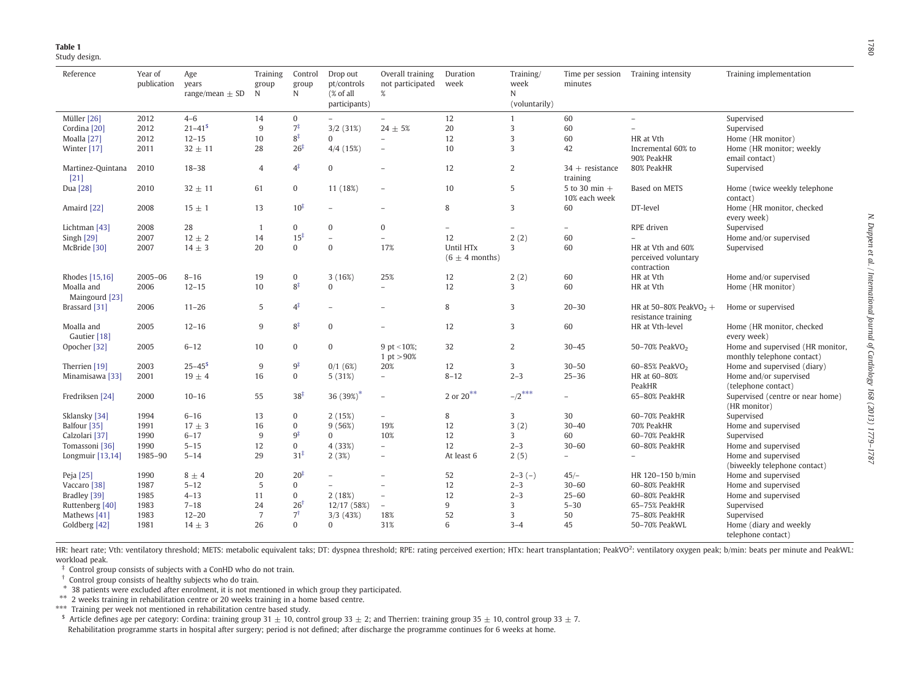**Table 1**
Study design.

| Reference | Year of publication | Age years range/mean ± SD | Training group N | Control group N | Drop out pt/controls (% of all participants) | Overall training not participated % | Duration week | Training/ week N (voluntarily) | Time per session minutes | Training intensity | Training implementation |
|---|---|---|---|---|---|---|---|---|---|---|---|
| Müller [26] | 2012 | 4–6 | 14 | 0 | – | – | 12 | 1 | 60 | – | Supervised |
| Cordina [20] | 2012 | 21–41[$] | 9 | 7[‡] | 3/2 (31%) | 24 ± 5% | 20 | 3 | 60 | – | Supervised |
| Moalla [27] | 2012 | 12–15 | 10 | 8[‡] | 0 | – | 12 | 3 | 60 | HR at Vth | Home (HR monitor) |
| Winter [17] | 2011 | 32 ± 11 | 28 | 26[‡] | 4/4 (15%) | – | 10 | 3 | 42 | Incremental 60% to 90% PeakHR | Home (HR monitor; weekly email contact) |
| Martinez-Quintana [21] | 2010 | 18–38 | 4 | 4[‡] | 0 | – | 12 | 2 | 34 + resistance training | 80% PeakHR | Supervised |
| Dua [28] | 2010 | 32 ± 11 | 61 | 0 | 11 (18%) | – | 10 | 5 | 5 to 30 min + 10% each week | Based on METS | Home (twice weekly telephone contact) |
| Amaird [22] | 2008 | 15 ± 1 | 13 | 10[‡] | – | – | 8 | 3 | 60 | DT-level | Home (HR monitor, checked every week) |
| Lichtman [43] | 2008 | 28 | 1 | 0 | 0 | 0 | – | – | – | RPE driven | Supervised |
| Singh [29] | 2007 | 12 ± 2 | 14 | 15[‡] | – | – | 12 | 2 (2) | 60 | – | Home and/or supervised |
| McBride [30] | 2007 | 14 ± 3 | 20 | 0 | 0 | 17% | Until HTx (6 ± 4 months) | 3 | 60 | HR at Vth and 60% perceived voluntary contraction | Supervised |
| Rhodes [15,16] | 2005–06 | 8–16 | 19 | 0 | 3 (16%) | 25% | 12 | 2 (2) | 60 | HR at Vth | Home and/or supervised |
| Moalla and Maingourd [23] | 2006 | 12–15 | 10 | 8[‡] | 0 | – | 12 | 3 | 60 | HR at Vth | Home (HR monitor) |
| Brassard [31] | 2006 | 11–26 | 5 | 4[‡] | – | – | 8 | 3 | 20–30 | HR at 50–80% $PeakVO_2$ + resistance training | Home or supervised |
| Moalla and Gautier [18] | 2005 | 12–16 | 9 | 8[‡] | 0 | – | 12 | 3 | 60 | HR at Vth-level | Home (HR monitor, checked every week) |
| Opocher [32] | 2005 | 6–12 | 10 | 0 | 0 | 9 pt <10%; 1 pt >90% | 32 | 2 | 30–45 | 50–70% $PeakVO_2$ | Home and supervised (HR monitor, monthly telephone contact) |
| Therrien [19] | 2003 | 25–45[$] | 9 | 9[‡] | 0/1 (6%) | 20% | 12 | 3 | 30–50 | 60–85% $PeakVO_2$ | Home and supervised (diary) |
| Minamisawa [33] | 2001 | 19 ± 4 | 16 | 0 | 5 (31%) | – | 8–12 | 2–3 | 25–36 | HR at 60–80% PeakHR | Home and/or supervised (telephone contact) |
| Fredriksen [24] | 2000 | 10–16 | 55 | 38[‡] | 36 (39%)[*] | – | 2 or 20[**] | –/2[***] | – | 65–80% PeakHR | Supervised (centre or near home) (HR monitor) |
| Sklansky [34] | 1994 | 6–16 | 13 | 0 | 2 (15%) | – | 8 | 3 | 30 | 60–70% PeakHR | Supervised |
| Balfour [35] | 1991 | 17 ± 3 | 16 | 0 | 9 (56%) | 19% | 12 | 3 (2) | 30–40 | 70% PeakHR | Home and supervised |
| Calzolari [37] | 1990 | 6–17 | 9 | 9[‡] | 0 | 10% | 12 | 3 | 60 | 60–70% PeakHR | Supervised |
| Tomassoni [36] | 1990 | 5–15 | 12 | 0 | 4 (33%) | – | 12 | 2–3 | 30–60 | 60–80% PeakHR | Home and supervised |
| Longmuir [13,14] | 1985–90 | 5–14 | 29 | 31[‡] | 2 (3%) | – | At least 6 | 2 (5) | – | – | Home and supervised (biweekly telephone contact) |
| Peja [25] | 1990 | 8 ± 4 | 20 | 20[‡] | – | – | 52 | 2–3 (–) | 45/– | HR 120–150 b/min | Home and supervised |
| Vaccaro [38] | 1987 | 5–12 | 5 | 0 | – | – | 12 | 2–3 | 30–60 | 60–80% PeakHR | Home and supervised |
| Bradley [39] | 1985 | 4–13 | 11 | 0 | 2 (18%) | – | 12 | 2–3 | 25–60 | 60–80% PeakHR | Home and supervised |
| Ruttenberg [40] | 1983 | 7–18 | 24 | 26[†] | 12/17 (58%) | – | 9 | 3 | 5–30 | 65–75% PeakHR | Supervised |
| Mathews [41] | 1983 | 12–20 | 7 | 7[†] | 3/3 (43%) | 18% | 52 | 3 | 50 | 75–80% PeakHR | Supervised |
| Goldberg [42] | 1981 | 14 ± 3 | 26 | 0 | 0 | 31% | 6 | 3–4 | 45 | 50–70% PeakWL | Home (diary and weekly telephone contact) |

HR: heart rate; Vth: ventilatory threshold; METS: metabolic equivalent taks; DT: dyspnea threshold; RPE: rating perceived exertion; HTx: heart transplantation; $PeakVO^2$: ventilatory oxygen peak; b/min: beats per minute and PeakWL: workload peak.

[‡] Control group consists of subjects with a ConHD who do not train.

[†] Control group consists of healthy subjects who do train.

[*] 38 patients were excluded after enrolment, it is not mentioned in which group they participated.

[**] 2 weeks training in rehabilitation centre or 20 weeks training in a home based centre.

[***] Training per week not mentioned in rehabilitation centre based study.

[$] Article defines age per category: Cordina: training group 31 ± 10, control group 33 ± 2; and Therrien: training group 35 ± 10, control group 33 ± 7.

Rehabilitation programme starts in hospital after surgery; period is not defined; after discharge the programme continues for 6 weeks at home.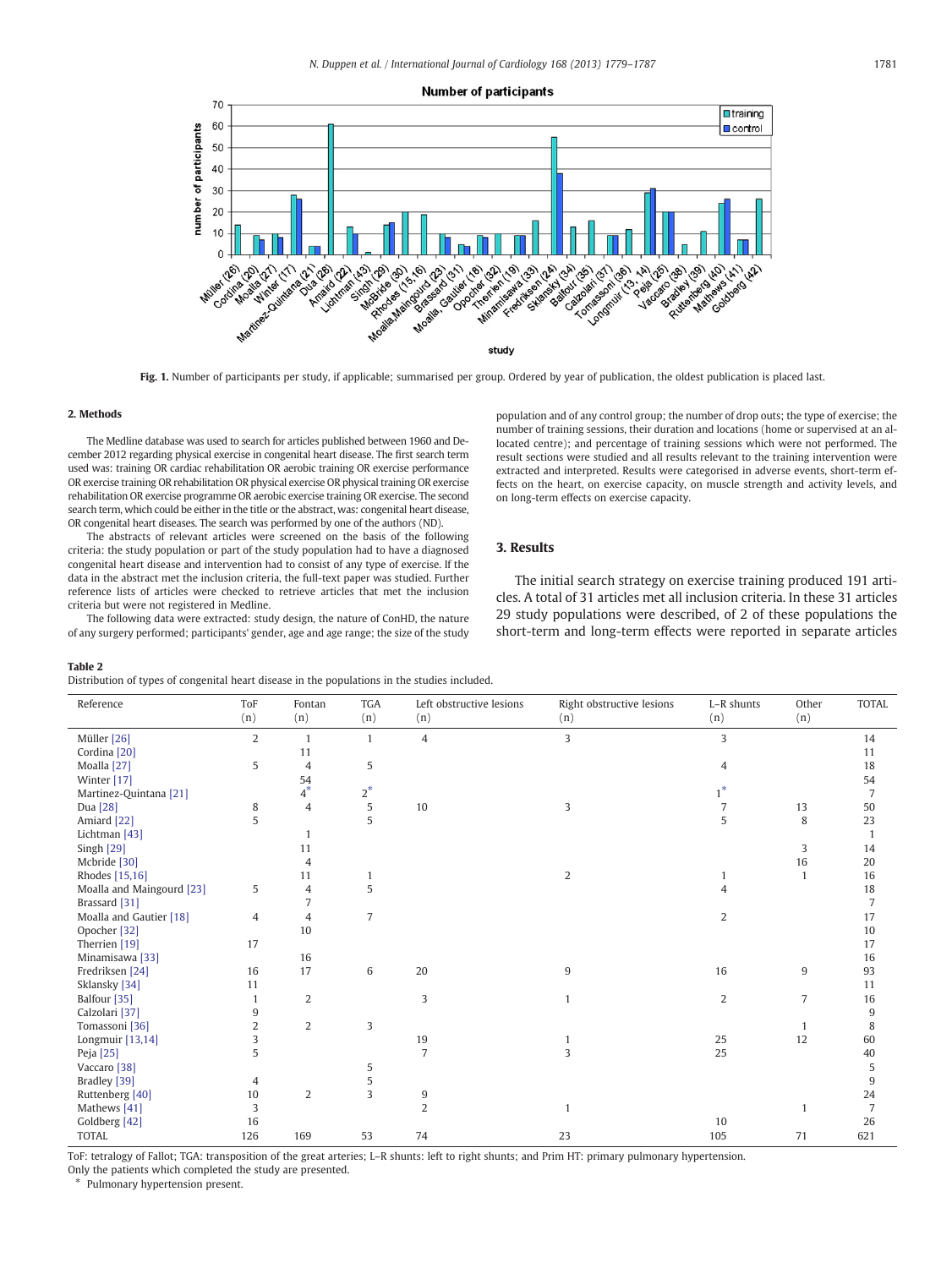**Fig. 1.** Number of participants per study, if applicable; summarised per group. Ordered by year of publication, the oldest publication is placed last.

## 2. Methods

The Medline database was used to search for articles published between 1960 and December 2012 regarding physical exercise in congenital heart disease. The first search term used was: training OR cardiac rehabilitation OR aerobic training OR exercise performance OR exercise training OR rehabilitation OR physical training OR physical exercise OR exercise rehabilitation OR exercise programme OR aerobic exercise training OR exercise. The second search term, which could be either in the title or the abstract, was: congenital heart disease, OR congenital heart diseases. The search was performed by one of the authors (ND).

The abstracts of relevant articles were screened on the basis of the following criteria: the study population or part of the study population had to have a diagnosed congenital heart disease and intervention had to consist of any type of exercise. If the data in the abstract met the inclusion criteria, the full-text paper was studied. Further reference lists of articles were checked to retrieve articles that met the inclusion criteria but were not registered in Medline.

The following data were extracted: study design, the nature of ConHD, the nature of any surgery performed; participants' gender, age and age range; the size of the study population and of any control group; the number of drop outs; the type of exercise; the number of training sessions, their duration and locations (home or supervised at an allocated centre); and percentage of training sessions which were not performed. The result sections were studied and all results relevant to the training intervention were extracted and interpreted. Results were categorised in adverse events, short-term effects on the heart, on exercise capacity, on muscle strength and activity levels, and on long-term effects on exercise capacity.

## 3. Results

The initial search strategy on exercise training produced 191 articles. A total of 31 articles met all inclusion criteria. In these 31 articles 29 study populations were described, of 2 of these populations the short-term and long-term effects were reported in separate articles

**Table 2**
Distribution of types of congenital heart disease in the populations in the studies included.

| Reference | ToF (n) | Fontan (n) | TGA (n) | Left obstructive lesions (n) | Right obstructive lesions (n) | L–R shunts (n) | Other (n) | TOTAL |
|---|---|---|---|---|---|---|---|---|
| Müller [26] | 2 | 1 | 1 | 4 | 3 | 3 | | 14 |
| Cordina [20] | | 11 | | | | | | 11 |
| Moalla [27] | 5 | 4 | 5 | | | 4 | | 18 |
| Winter [17] | | 54 | | | | | | 54 |
| Martinez-Quintana [21] | | 4* | 2* | | | 1* | | 7 |
| Dua [28] | 8 | 4 | 5 | 10 | 3 | 7 | 13 | 50 |
| Amiard [22] | 5 | | 5 | | | 5 | 8 | 23 |
| Lichtman [43] | | 1 | | | | | | 1 |
| Singh [29] | | 11 | | | | | 3 | 14 |
| Mcbride [30] | | 4 | | | | | 16 | 20 |
| Rhodes [15,16] | | 11 | 1 | | 2 | 1 | 1 | 16 |
| Moalla and Maingourd [23] | 5 | 4 | 5 | | | 4 | | 18 |
| Brassard [31] | | 7 | | | | | | 7 |
| Moalla and Gautier [18] | 4 | 4 | 7 | | | 2 | | 17 |
| Opocher [32] | | 10 | | | | | | 10 |
| Therrien [19] | 17 | | | | | | | 17 |
| Minamisawa [33] | | 16 | | | | | | 16 |
| Fredriksen [24] | 16 | 17 | 6 | 20 | 9 | 16 | 9 | 93 |
| Sklansky [34] | 11 | | | | | | | 11 |
| Balfour [35] | 1 | 2 | | 3 | 1 | 2 | 7 | 16 |
| Calzolari [37] | 9 | | | | | | | 9 |
| Tomassoni [36] | 2 | 2 | 3 | | | | 1 | 8 |
| Longmuir [13,14] | 3 | | | 19 | 1 | 25 | 12 | 60 |
| Peja [25] | 5 | | | 7 | 3 | 25 | | 40 |
| Vaccaro [38] | | | 5 | | | | | 5 |
| Bradley [39] | 4 | | 5 | | | | | 9 |
| Ruttenberg [40] | 10 | 2 | 3 | 9 | | | | 24 |
| Mathews [41] | 3 | | | 2 | 1 | | 1 | 7 |
| Goldberg [42] | 16 | | | | | 10 | | 26 |
| TOTAL | 126 | 169 | 53 | 74 | 23 | 105 | 71 | 621 |

ToF: tetralogy of Fallot; TGA: transposition of the great arteries; L–R shunts: left to right shunts; and Prim HT: primary pulmonary hypertension.
Only the patients which completed the study are presented.
* Pulmonary hypertension present.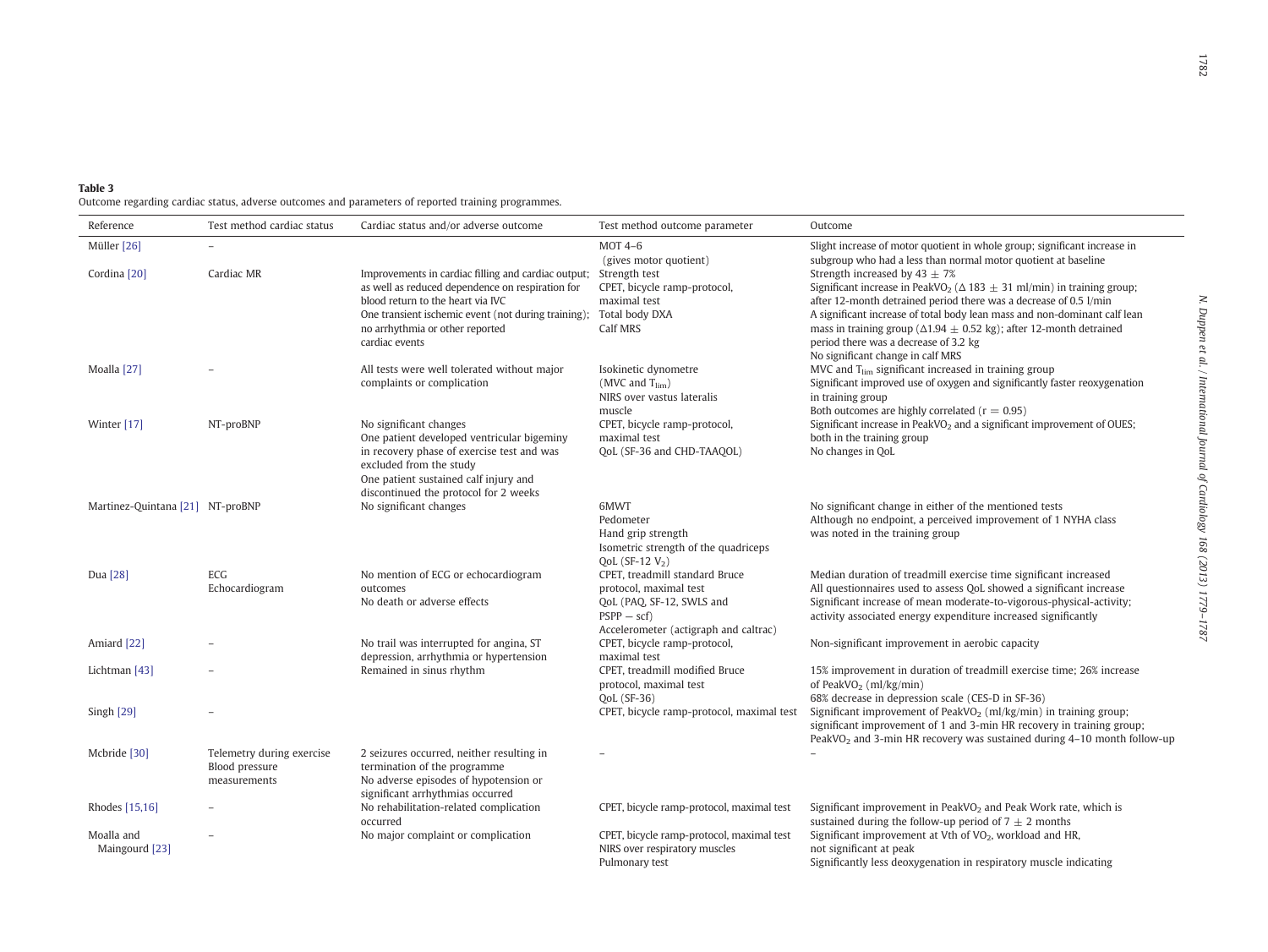**Table 3**
Outcome regarding cardiac status, adverse outcomes and parameters of reported training programmes.

| Reference | Test method cardiac status | Cardiac status and/or adverse outcome | Test method outcome parameter | Outcome |
|---|---|---|---|---|
| Müller [26] | – | | MOT 4–6 (gives motor quotient) | Slight increase of motor quotient in whole group; significant increase in subgroup who had a less than normal motor quotient at baseline |
| Cordina [20] | Cardiac MR | Improvements in cardiac filling and cardiac output; as well as reduced dependence on respiration for blood return to the heart via IVC<br>One transient ischemic event (not during training); no arrhythmia or other reported cardiac events | Strength test<br>CPET, bicycle ramp-protocol, maximal test<br>Total body DXA<br>Calf MRS | Strength increased by 43 ± 7%<br>Significant increase in $PeakVO_2$ (Δ 183 ± 31 ml/min) in training group; after 12-month detrained period there was a decrease of 0.5 l/min<br>A significant increase of total body lean mass and non-dominant calf lean mass in training group (Δ1.94 ± 0.52 kg); after 12-month detrained period there was a decrease of 3.2 kg<br>No significant change in calf MRS |
| Moalla [27] | – | All tests were well tolerated without major complaints or complication | Isokinetic dynometre (MVC and $T_{lim}$)<br>NIRS over vastus lateralis muscle | MVC and $T_{lim}$ significant increased in training group<br>Significant improved use of oxygen and significantly faster reoxygenation in training group<br>Both outcomes are highly correlated (r = 0.95) |
| Winter [17] | NT-proBNP | No significant changes<br>One patient developed ventricular bigeminy in recovery phase of exercise test and was excluded from the study<br>One patient sustained calf injury and discontinued the protocol for 2 weeks | CPET, bicycle ramp-protocol, maximal test<br>QoL (SF-36 and CHD-TAAQOL) | Significant increase in $PeakVO_2$ and a significant improvement of OUES; both in the training group<br>No changes in QoL |
| Martinez-Quintana [21] | NT-proBNP | No significant changes | 6MWT<br>Pedometer<br>Hand grip strength<br>Isometric strength of the quadriceps<br>QoL (SF-12 $V_2$) | No significant change in either of the mentioned tests<br>Although no endpoint, a perceived improvement of 1 NYHA class was noted in the training group |
| Dua [28] | ECG<br>Echocardiogram | No mention of ECG or echocardiogram outcomes<br>No death or adverse effects | CPET, treadmill standard Bruce protocol, maximal test<br>QoL (PAQ, SF-12, SWLS and PSPP − scf)<br>Accelerometer (actigraph and caltrac) | Median duration of treadmill exercise time significant increased<br>All questionnaires used to assess QoL showed a significant increase<br>Significant increase of mean moderate-to-vigorous-physical-activity; activity associated energy expenditure increased significantly |
| Amiard [22] | – | No trail was interrupted for angina, ST depression, arrhythmia or hypertension | CPET, bicycle ramp-protocol, maximal test | Non-significant improvement in aerobic capacity |
| Lichtman [43] | – | Remained in sinus rhythm | CPET, treadmill modified Bruce protocol, maximal test<br>QoL (SF-36) | 15% improvement in duration of treadmill exercise time; 26% increase of $PeakVO_2$ (ml/kg/min)<br>68% decrease in depression scale (CES-D in SF-36) |
| Singh [29] | – | | CPET, bicycle ramp-protocol, maximal test | Significant improvement of $PeakVO_2$ (ml/kg/min) in training group; significant improvement of 1 and 3-min HR recovery in training group; $PeakVO_2$ and 3-min HR recovery was sustained during 4–10 month follow-up |
| Mcbride [30] | Telemetry during exercise<br>Blood pressure measurements | 2 seizures occurred, neither resulting in termination of the programme<br>No adverse episodes of hypotension or significant arrhythmias occurred | – | – |
| Rhodes [15,16] | – | No rehabilitation-related complication occurred | CPET, bicycle ramp-protocol, maximal test | Significant improvement in $PeakVO_2$ and Peak Work rate, which is sustained during the follow-up period of 7 ± 2 months |
| Moalla and Maingourd [23] | – | No major complaint or complication | CPET, bicycle ramp-protocol, maximal test<br>NIRS over respiratory muscles<br>Pulmonary test | Significant improvement at Vth of $VO_2$, workload and HR, not significant at peak<br>Significantly less deoxygenation in respiratory muscle indicating |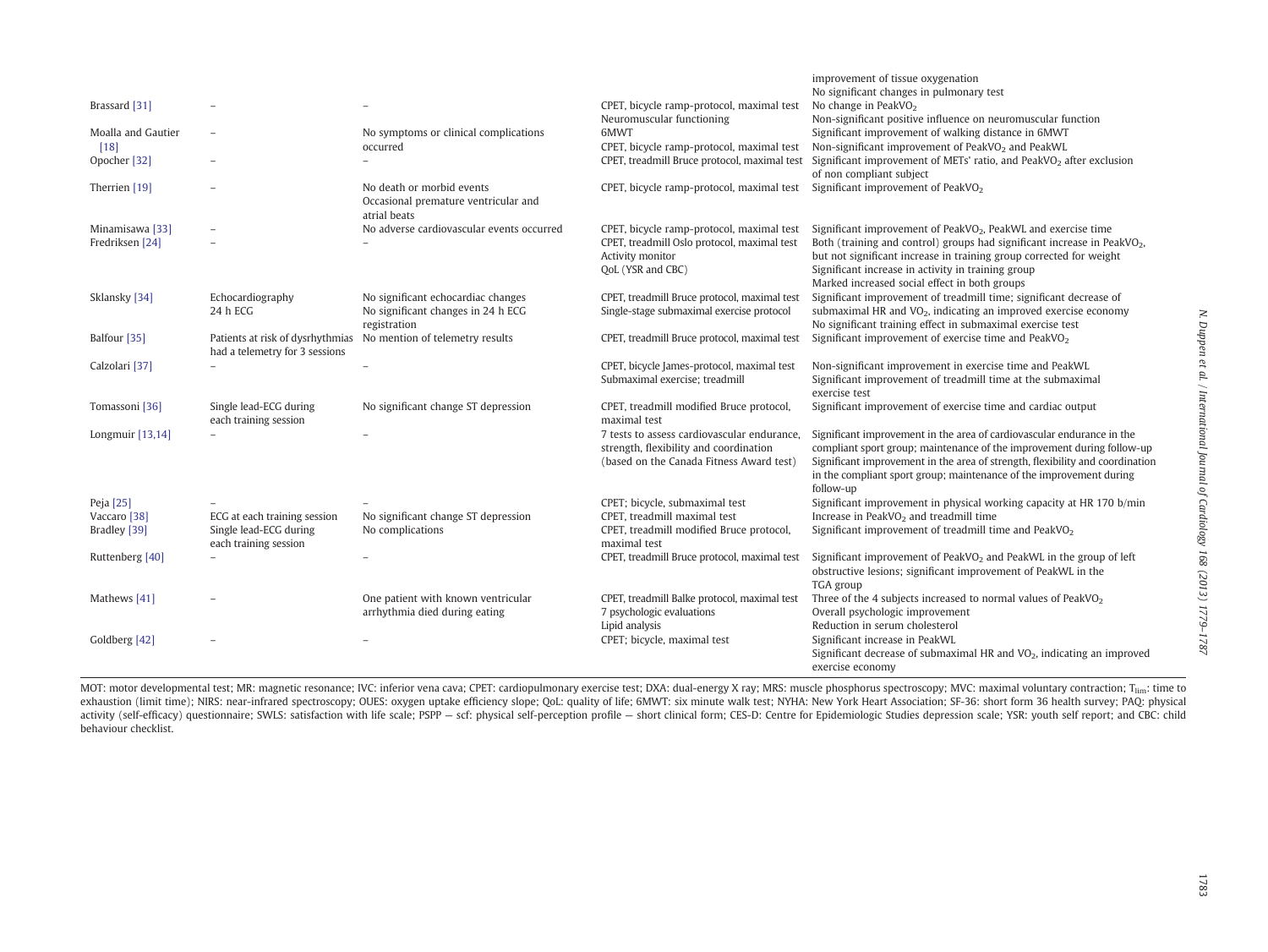| | | | | |
|---|---|---|---|---|
| | | | | improvement of tissue oxygenation<br>No significant changes in pulmonary test |
| Brassard [31] | – | – | CPET, bicycle ramp-protocol, maximal test<br>Neuromuscular functioning | No change in Peak$VO_2$<br>Non-significant positive influence on neuromuscular function |
| Moalla and Gautier [18] | – | No symptoms or clinical complications occurred | 6MWT<br>CPET, bicycle ramp-protocol, maximal test | Significant improvement of walking distance in 6MWT<br>Non-significant improvement of Peak$VO_2$ and PeakWL |
| Opocher [32] | – | – | CPET, treadmill Bruce protocol, maximal test | Significant improvement of METs' ratio, and Peak$VO_2$ after exclusion of non compliant subject |
| Therrien [19] | – | No death or morbid events<br>Occasional premature ventricular and atrial beats | CPET, bicycle ramp-protocol, maximal test | Significant improvement of Peak$VO_2$ |
| Minamisawa [33] | – | No adverse cardiovascular events occurred | CPET, bicycle ramp-protocol, maximal test | Significant improvement of Peak$VO_2$, PeakWL and exercise time |
| Fredriksen [24] | – | – | CPET, treadmill Oslo protocol, maximal test<br>Activity monitor<br>QoL (YSR and CBC) | Both (training and control) groups had significant increase in Peak$VO_2$, but not significant increase in training group corrected for weight<br>Significant increase in activity in training group<br>Marked increased social effect in both groups |
| Sklansky [34] | Echocardiography<br>24 h ECG | No significant echocardiac changes<br>No significant changes in 24 h ECG registration | CPET, treadmill Bruce protocol, maximal test<br>Single-stage submaximal exercise protocol | Significant improvement of treadmill time; significant decrease of submaximal HR and $VO_2$, indicating an improved exercise economy<br>No significant training effect in submaximal exercise test |
| Balfour [35] | Patients at risk of dysrhythmias had a telemetry for 3 sessions | No mention of telemetry results | CPET, treadmill Bruce protocol, maximal test | Significant improvement of exercise time and Peak$VO_2$ |
| Calzolari [37] | – | – | CPET, bicycle James-protocol, maximal test<br>Submaximal exercise; treadmill | Non-significant improvement in exercise time and PeakWL<br>Significant improvement of treadmill time at the submaximal exercise test |
| Tomassoni [36] | Single lead-ECG during each training session | No significant change ST depression | CPET, treadmill modified Bruce protocol, maximal test | Significant improvement of exercise time and cardiac output |
| Longmuir [13,14] | – | – | 7 tests to assess cardiovascular endurance, strength, flexibility and coordination (based on the Canada Fitness Award test) | Significant improvement in the area of cardiovascular endurance in the compliant sport group; maintenance of the improvement during follow-up<br>Significant improvement in the area of strength, flexibility and coordination in the compliant sport group; maintenance of the improvement during follow-up |
| Peja [25] | – | – | CPET; bicycle, submaximal test | Significant improvement in physical working capacity at HR 170 b/min |
| Vaccaro [38] | ECG at each training session | No significant change ST depression | CPET, treadmill maximal test | Increase in Peak$VO_2$ and treadmill time |
| Bradley [39] | Single lead-ECG during each training session | No complications | CPET, treadmill modified Bruce protocol, maximal test | Significant improvement of treadmill time and Peak$VO_2$ |
| Ruttenberg [40] | – | – | CPET, treadmill Bruce protocol, maximal test | Significant improvement of Peak$VO_2$ and PeakWL in the group of left obstructive lesions; significant improvement of PeakWL in the TGA group |
| Mathews [41] | – | One patient with known ventricular arrhythmia died during eating | CPET, treadmill Balke protocol, maximal test<br>7 psychologic evaluations<br>Lipid analysis | Three of the 4 subjects increased to normal values of Peak$VO_2$<br>Overall psychologic improvement<br>Reduction in serum cholesterol |
| Goldberg [42] | – | – | CPET; bicycle, maximal test | Significant increase in PeakWL<br>Significant decrease of submaximal HR and $VO_2$, indicating an improved exercise economy |

MOT: motor developmental test; MR: magnetic resonance; IVC: inferior vena cava; CPET: cardiopulmonary exercise test; DXA: dual-energy X ray; MRS: muscle phosphorus spectroscopy; MVC: maximal voluntary contraction; $T_{lim}$: time to exhaustion (limit time); NIRS: near-infrared spectroscopy; OUES: oxygen uptake efficiency slope; QoL: quality of life; 6MWT: six minute walk test; NYHA: New York Heart Association; SF-36: short form 36 health survey; PAQ: physical activity (self-efficacy) questionnaire; SWLS: satisfaction with life scale; PSPP — scf: physical self-perception profile — short clinical form; CES-D: Centre for Epidemiologic Studies depression scale; YSR: youth self report; and CBC: child behaviour checklist.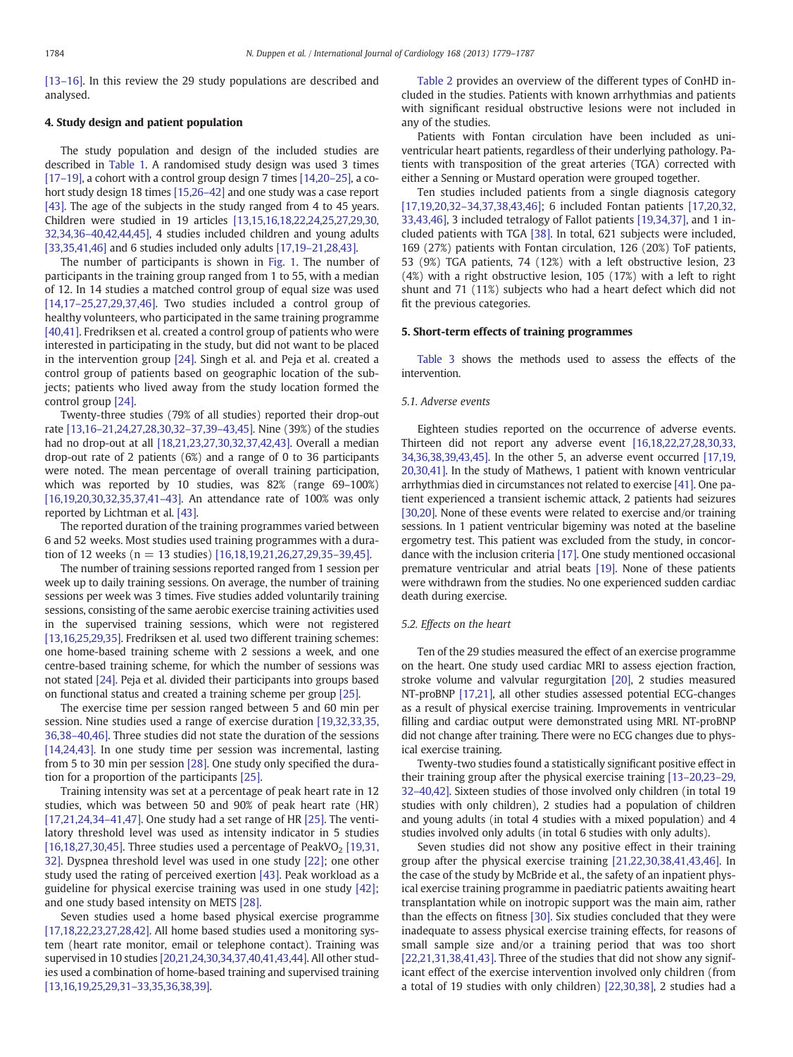[13–16]. In this review the 29 study populations are described and analysed.

## 4. Study design and patient population

The study population and design of the included studies are described in Table 1. A randomised study design was used 3 times [17–19], a cohort with a control group design 7 times [14,20–25], a cohort study design 18 times [15,26–42] and one study was a case report [43]. The age of the subjects in the study ranged from 4 to 45 years. Children were studied in 19 articles [13,15,16,18,22,24,25,27,29,30, 32,34,36–40,42,44,45], 4 studies included children and young adults [33,35,41,46] and 6 studies included only adults [17,19–21,28,43].

The number of participants is shown in Fig. 1. The number of participants in the training group ranged from 1 to 55, with a median of 12. In 14 studies a matched control group of equal size was used [14,17–25,27,29,37,46]. Two studies included a control group of healthy volunteers, who participated in the same training programme [40,41]. Fredriksen et al. created a control group of patients who were interested in participating in the study, but did not want to be placed in the intervention group [24]. Singh et al. and Peja et al. created a control group of patients based on geographic location of the subjects; patients who lived away from the study location formed the control group [24].

Twenty-three studies (79% of all studies) reported their drop-out rate [13,16–21,24,27,28,30,32–37,39–43,45]. Nine (39%) of the studies had no drop-out at all [18,21,23,27,30,32,37,42,43]. Overall a median drop-out rate of 2 patients (6%) and a range of 0 to 36 participants were noted. The mean percentage of overall training participation, which was reported by 10 studies, was 82% (range 69–100%) [16,19,20,30,32,35,37,41–43]. An attendance rate of 100% was only reported by Lichtman et al. [43].

The reported duration of the training programmes varied between 6 and 52 weeks. Most studies used training programmes with a duration of 12 weeks (n = 13 studies) [16,18,19,21,26,27,29,35–39,45].

The number of training sessions reported ranged from 1 session per week up to daily training sessions. On average, the number of training sessions per week was 3 times. Five studies added voluntarily training sessions, consisting of the same aerobic exercise training activities used in the supervised training sessions, which were not registered [13,16,25,29,35]. Fredriksen et al. used two different training schemes: one home-based training scheme with 2 sessions a week, and one centre-based training scheme, for which the number of sessions was not stated [24]. Peja et al. divided their participants into groups based on functional status and created a training scheme per group [25].

The exercise time per session ranged between 5 and 60 min per session. Nine studies used a range of exercise duration [19,32,33,35, 36,38–40,46]. Three studies did not state the duration of the sessions [14,24,43]. In one study time per session was incremental, lasting from 5 to 30 min per session [28]. One study only specified the duration for a proportion of the participants [25].

Training intensity was set at a percentage of peak heart rate in 12 studies, which was between 50 and 90% of peak heart rate (HR) [17,21,24,34–41,47]. One study had a set range of HR [25]. The ventilatory threshold level was used as intensity indicator in 5 studies [16,18,27,30,45]. Three studies used a percentage of Peak$VO_2$ [19,31, 32]. Dyspnea threshold level was used in one study [22]; one other study used the rating of perceived exertion [43]. Peak workload as a guideline for physical exercise training was used in one study [42]; and one study based intensity on METS [28].

Seven studies used a home based physical exercise programme [17,18,22,23,27,28,42]. All home based studies used a monitoring system (heart rate monitor, email or telephone contact). Training was supervised in 10 studies [20,21,24,30,34,37,40,41,43,44]. All other studies used a combination of home-based training and supervised training [13,16,19,25,29,31–33,35,36,38,39].

Table 2 provides an overview of the different types of ConHD included in the studies. Patients with known arrhythmias and patients with significant residual obstructive lesions were not included in any of the studies.

Patients with Fontan circulation have been included as univentricular heart patients, regardless of their underlying pathology. Patients with transposition of the great arteries (TGA) corrected with either a Senning or Mustard operation were grouped together.

Ten studies included patients from a single diagnosis category [17,19,20,32–34,37,38,43,46]; 6 included Fontan patients [17,20,32, 33,43,46], 3 included tetralogy of Fallot patients [19,34,37], and 1 included patients with TGA [38]. In total, 621 subjects were included, 169 (27%) patients with Fontan circulation, 126 (20%) ToF patients, 53 (9%) TGA patients, 74 (12%) with a left obstructive lesion, 23 (4%) with a right obstructive lesion, 105 (17%) with a left to right shunt and 71 (11%) subjects who had a heart defect which did not fit the previous categories.

## 5. Short-term effects of training programmes

Table 3 shows the methods used to assess the effects of the intervention.

### 5.1. Adverse events

Eighteen studies reported on the occurrence of adverse events. Thirteen did not report any adverse event [16,18,22,27,28,30,33, 34,36,38,39,43,45]. In the other 5, an adverse event occurred [17,19, 20,30,41]. In the study of Mathews, 1 patient with known ventricular arrhythmias died in circumstances not related to exercise [41]. One patient experienced a transient ischemic attack, 2 patients had seizures [30,20]. None of these events were related to exercise and/or training sessions. In 1 patient ventricular bigeminy was noted at the baseline ergometry test. This patient was excluded from the study, in concordance with the inclusion criteria [17]. One study mentioned occasional premature ventricular and atrial beats [19]. None of these patients were withdrawn from the studies. No one experienced sudden cardiac death during exercise.

### 5.2. Effects on the heart

Ten of the 29 studies measured the effect of an exercise programme on the heart. One study used cardiac MRI to assess ejection fraction, stroke volume and valvular regurgitation [20], 2 studies measured NT-proBNP [17,21], all other studies assessed potential ECG-changes as a result of physical exercise training. Improvements in ventricular filling and cardiac output were demonstrated using MRI. NT-proBNP did not change after training. There were no ECG changes due to physical exercise training.

Twenty-two studies found a statistically significant positive effect in their training group after the physical exercise training [13–20,23–29, 32–40,42]. Sixteen studies of those involved only children (in total 19 studies with only children), 2 studies had a population of children and young adults (in total 4 studies with a mixed population) and 4 studies involved only adults (in total 6 studies with only adults).

Seven studies did not show any positive effect in their training group after the physical exercise training [21,22,30,38,41,43,46]. In the case of the study by McBride et al., the safety of an inpatient physical exercise training programme in paediatric patients awaiting heart transplantation while on inotropic support was the main aim, rather than the effects on fitness [30]. Six studies concluded that they were inadequate to assess physical exercise training effects, for reasons of small sample size and/or a training period that was too short [22,21,31,38,41,43]. Three of the studies that did not show any significant effect of the exercise intervention involved only children (from a total of 19 studies with only children) [22,30,38], 2 studies had a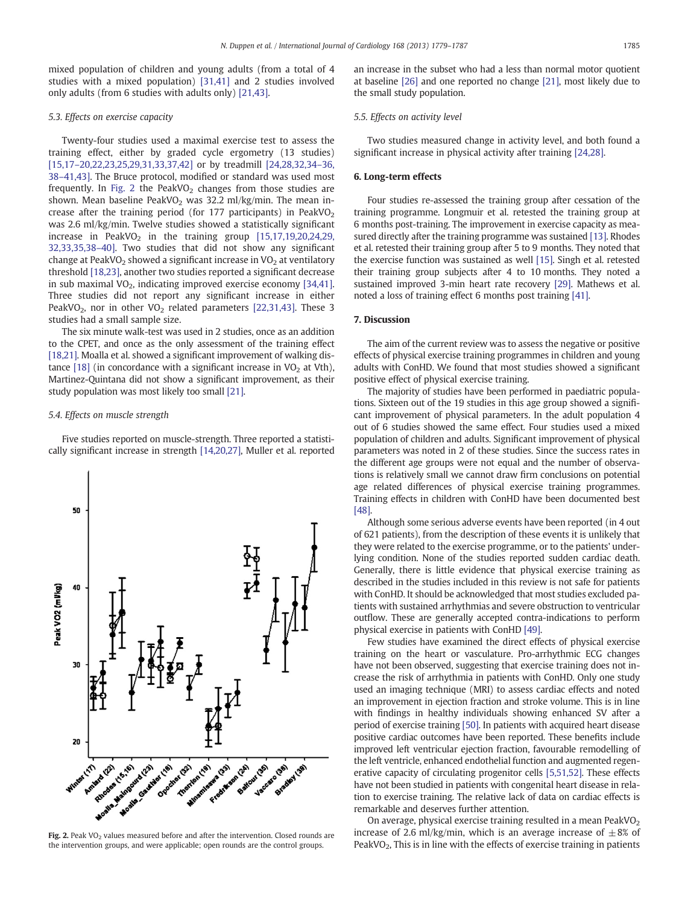mixed population of children and young adults (from a total of 4 studies with a mixed population) [31,41] and 2 studies involved only adults (from 6 studies with adults only) [21,43].

### 5.3. Effects on exercise capacity

Twenty-four studies used a maximal exercise test to assess the training effect, either by graded cycle ergometry (13 studies) [15,17–20,22,23,25,29,31,33,37,42] or by treadmill [24,28,32,34–36,38–41,43]. The Bruce protocol, modified or standard was used most frequently. In Fig. 2 the $PeakVO_2$ changes from those studies are shown. Mean baseline $PeakVO_2$ was 32.2 ml/kg/min. The mean increase after the training period (for 177 participants) in $PeakVO_2$ was 2.6 ml/kg/min. Twelve studies showed a statistically significant increase in $PeakVO_2$ in the training group [15,17,19,20,24,29,32,33,35,38–40]. Two studies that did not show any significant change at $PeakVO_2$ showed a significant increase in $VO_2$ at ventilatory threshold [18,23], another two studies reported a significant decrease in sub maximal $VO_2$, indicating improved exercise economy [34,41]. Three studies did not report any significant increase in either $PeakVO_2$, nor in other $VO_2$ related parameters [22,31,43]. These 3 studies had a small sample size.

The six minute walk-test was used in 2 studies, once as an addition to the CPET, and once as the only assessment of the training effect [18,21]. Moalla et al. showed a significant improvement of walking distance [18] (in concordance with a significant increase in $VO_2$ at Vth), Martinez-Quintana did not show a significant improvement, as their study population was most likely too small [21].

### 5.4. Effects on muscle strength

Five studies reported on muscle-strength. Three reported a statistically significant increase in strength [14,20,27], Muller et al. reported an increase in the subset who had a less than normal motor quotient at baseline [26] and one reported no change [21], most likely due to the small study population.

**Fig. 2.** Peak $VO_2$ values measured before and after the intervention. Closed rounds are the intervention groups, and were applicable; open rounds are the control groups.

### 5.5. Effects on activity level

Two studies measured change in activity level, and both found a significant increase in physical activity after training [24,28].

## 6. Long-term effects

Four studies re-assessed the training group after cessation of the training programme. Longmuir et al. retested the training group at 6 months post-training. The improvement in exercise capacity as measured directly after the training programme was sustained [13]. Rhodes et al. retested their training group after 5 to 9 months. They noted that the exercise function was sustained as well [15]. Singh et al. retested their training group subjects after 4 to 10 months. They noted a sustained improved 3-min heart rate recovery [29]. Mathews et al. noted a loss of training effect 6 months post training [41].

## 7. Discussion

The aim of the current review was to assess the negative or positive effects of physical exercise training programmes in children and young adults with ConHD. We found that most studies showed a significant positive effect of physical exercise training.

The majority of studies have been performed in paediatric populations. Sixteen out of the 19 studies in this age group showed a significant improvement of physical parameters. In the adult population 4 out of 6 studies showed the same effect. Four studies used a mixed population of children and adults. Significant improvement of physical parameters was noted in 2 of these studies. Since the success rates in the different age groups were not equal and the number of observations is relatively small we cannot draw firm conclusions on potential age related differences of physical exercise training programmes. Training effects in children with ConHD have been documented best [48].

Although some serious adverse events have been reported (in 4 out of 621 patients), from the description of these events it is unlikely that they were related to the exercise programme, or to the patients' underlying condition. None of the studies reported sudden cardiac death. Generally, there is little evidence that physical exercise training as described in the studies included in this review is not safe for patients with ConHD. It should be acknowledged that most studies excluded patients with sustained arrhythmias and severe obstruction to ventricular outflow. These are generally accepted contra-indications to perform physical exercise in patients with ConHD [49].

Few studies have examined the direct effects of physical exercise training on the heart or vasculature. Pro-arrhythmic ECG changes have not been observed, suggesting that exercise training does not increase the risk of arrhythmia in patients with ConHD. Only one study used an imaging technique (MRI) to assess cardiac effects and noted an improvement in ejection fraction and stroke volume. This is in line with findings in healthy individuals showing enhanced SV after a period of exercise training [50]. In patients with acquired heart disease positive cardiac outcomes have been reported. These benefits include improved left ventricular ejection fraction, favourable remodelling of the left ventricle, enhanced endothelial function and augmented regenerative capacity of circulating progenitor cells [5,51,52]. These effects have not been studied in patients with congenital heart disease in relation to exercise training. The relative lack of data on cardiac effects is remarkable and deserves further attention.

On average, physical exercise training resulted in a mean $PeakVO_2$ increase of 2.6 ml/kg/min, which is an average increase of $\pm 8\%$ of $PeakVO_2$. This is in line with the effects of exercise training in patients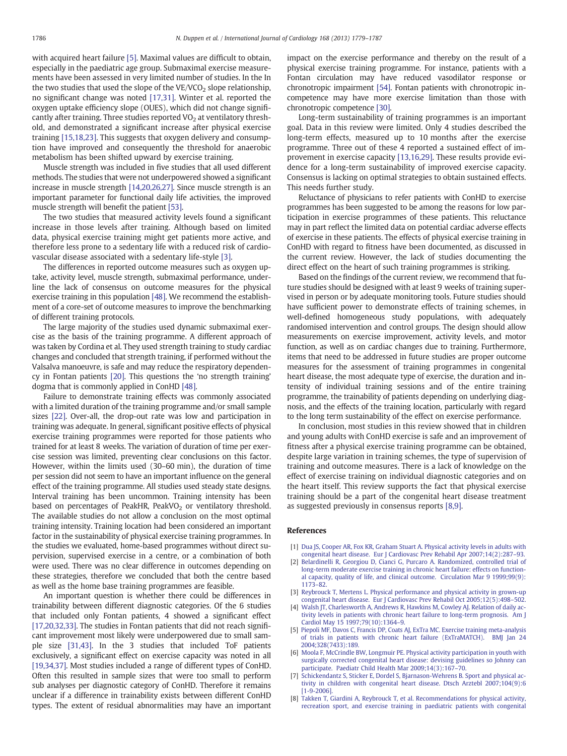with acquired heart failure [5]. Maximal values are difficult to obtain, especially in the paediatric age group. Submaximal exercise measurements have been assessed in very limited number of studies. In the In the two studies that used the slope of the $VE/VCO_2$ slope relationship, no significant change was noted [17,31]. Winter et al. reported the oxygen uptake efficiency slope (OUES), which did not change significantly after training. Three studies reported $VO_2$ at ventilatory threshold, and demonstrated a significant increase after physical exercise training [15,18,23]. This suggests that oxygen delivery and consumption have improved and consequently the threshold for anaerobic metabolism has been shifted upward by exercise training.

Muscle strength was included in five studies that all used different methods. The studies that were not underpowered showed a significant increase in muscle strength [14,20,26,27]. Since muscle strength is an important parameter for functional daily life activities, the improved muscle strength will benefit the patient [53].

The two studies that measured activity levels found a significant increase in those levels after training. Although based on limited data, physical exercise training might get patients more active, and therefore less prone to a sedentary life with a reduced risk of cardiovascular disease associated with a sedentary life-style [3].

The differences in reported outcome measures such as oxygen uptake, activity level, muscle strength, submaximal performance, underline the lack of consensus on outcome measures for the physical exercise training in this population [48]. We recommend the establishment of a core-set of outcome measures to improve the benchmarking of different training protocols.

The large majority of the studies used dynamic submaximal exercise as the basis of the training programme. A different approach of was taken by Cordina et al. They used strength training to study cardiac changes and concluded that strength training, if performed without the Valsalva manoeuvre, is safe and may reduce the respiratory dependency in Fontan patients [20]. This questions the 'no strength training' dogma that is commonly applied in ConHD [48].

Failure to demonstrate training effects was commonly associated with a limited duration of the training programme and/or small sample sizes [22]. Over-all, the drop-out rate was low and participation in training was adequate. In general, significant positive effects of physical exercise training programmes were reported for those patients who trained for at least 8 weeks. The variation of duration of time per exercise session was limited, preventing clear conclusions on this factor. However, within the limits used (30–60 min), the duration of time per session did not seem to have an important influence on the general effect of the training programme. All studies used steady state designs. Interval training has been uncommon. Training intensity has been based on percentages of PeakHR, Peak$VO_2$ or ventilatory threshold. The available studies do not allow a conclusion on the most optimal training intensity. Training location had been considered an important factor in the sustainability of physical exercise training programmes. In the studies we evaluated, home-based programmes without direct supervision, supervised exercise in a centre, or a combination of both were used. There was no clear difference in outcomes depending on these strategies, therefore we concluded that both the centre based as well as the home base training programmes are feasible.

An important question is whether there could be differences in trainability between different diagnostic categories. Of the 6 studies that included only Fontan patients, 4 showed a significant effect [17,20,32,33]. The studies in Fontan patients that did not reach significant improvement most likely were underpowered due to small sample size [31,43]. In the 3 studies that included ToF patients exclusively, a significant effect on exercise capacity was noted in all [19,34,37]. Most studies included a range of different types of ConHD. Often this resulted in sample sizes that were too small to perform sub analyses per diagnostic category of ConHD. Therefore it remains unclear if a difference in trainability exists between different ConHD types. The extent of residual abnormalities may have an important impact on the exercise performance and thereby on the result of a physical exercise training programme. For instance, patients with a Fontan circulation may have reduced vasodilator response or chronotropic impairment [54]. Fontan patients with chronotropic incompetence may have more exercise limitation than those with chronotropic competence [30].

Long-term sustainability of training programmes is an important goal. Data in this review were limited. Only 4 studies described the long-term effects, measured up to 10 months after the exercise programme. Three out of these 4 reported a sustained effect of improvement in exercise capacity [13,16,29]. These results provide evidence for a long-term sustainability of improved exercise capacity. Consensus is lacking on optimal strategies to obtain sustained effects. This needs further study.

Reluctance of physicians to refer patients with ConHD to exercise programmes has been suggested to be among the reasons for low participation in exercise programmes of these patients. This reluctance may in part reflect the limited data on potential cardiac adverse effects of exercise in these patients. The effects of physical exercise training in ConHD with regard to fitness have been documented, as discussed in the current review. However, the lack of studies documenting the direct effect on the heart of such training programmes is striking.

Based on the findings of the current review, we recommend that future studies should be designed with at least 9 weeks of training supervised in person or by adequate monitoring tools. Future studies should have sufficient power to demonstrate effects of training schemes, in well-defined homogeneous study populations, with adequately randomised intervention and control groups. The design should allow measurements on exercise improvement, activity levels, and motor function, as well as on cardiac changes due to training. Furthermore, items that need to be addressed in future studies are proper outcome measures for the assessment of training programmes in congenital heart disease, the most adequate type of exercise, the duration and intensity of individual training sessions and of the entire training programme, the trainability of patients depending on underlying diagnosis, and the effects of the training location, particularly with regard to the long term sustainability of the effect on exercise performance.

In conclusion, most studies in this review showed that in children and young adults with ConHD exercise is safe and an improvement of fitness after a physical exercise training programme can be obtained, despite large variation in training schemes, the type of supervision of training and outcome measures. There is a lack of knowledge on the effect of exercise training on individual diagnostic categories and on the heart itself. This review supports the fact that physical exercise training should be a part of the congenital heart disease treatment as suggested previously in consensus reports [8,9].

## References

[1] Dua JS, Cooper AR, Fox KR, Graham Stuart A. Physical activity levels in adults with congenital heart disease. Eur J Cardiovasc Prev Rehabil Apr 2007;14(2):287–93.

[2] Belardinelli R, Georgiou D, Cianci G, Purcaro A. Randomized, controlled trial of long-term moderate exercise training in chronic heart failure: effects on functional capacity, quality of life, and clinical outcome. Circulation Mar 9 1999;99(9): 1173–82.

[3] Reybrouck T, Mertens L. Physical performance and physical activity in grown-up congenital heart disease. Eur J Cardiovasc Prev Rehabil Oct 2005;12(5):498–502.

[4] Walsh JT, Charlesworth A, Andrews R, Hawkins M, Cowley AJ. Relation of daily activity levels in patients with chronic heart failure to long-term prognosis. Am J Cardiol May 15 1997;79(10):1364–9.

[5] Piepoli MF, Davos C, Francis DP, Coats AJ, ExTra MC. Exercise training meta-analysis of trials in patients with chronic heart failure (ExTraMATCH). BMJ Jan 24 2004;328(7433):189.

[6] Moola F, McCrindle BW, Longmuir PE. Physical activity participation in youth with surgically corrected congenital heart disease: devising guidelines so Johnny can participate. Paediatr Child Health Mar 2009;14(3):167–70.

[7] Schickendantz S, Sticker E, Dordel S, Bjarnason-Wehrens B. Sport and physical activity in children with congenital heart disease. Dtsch Arztebl 2007;104(9):6 [1-9-2006].

[8] Takken T, Giardini A, Reybrouck T, et al. Recommendations for physical activity, recreation sport, and exercise training in paediatric patients with congenital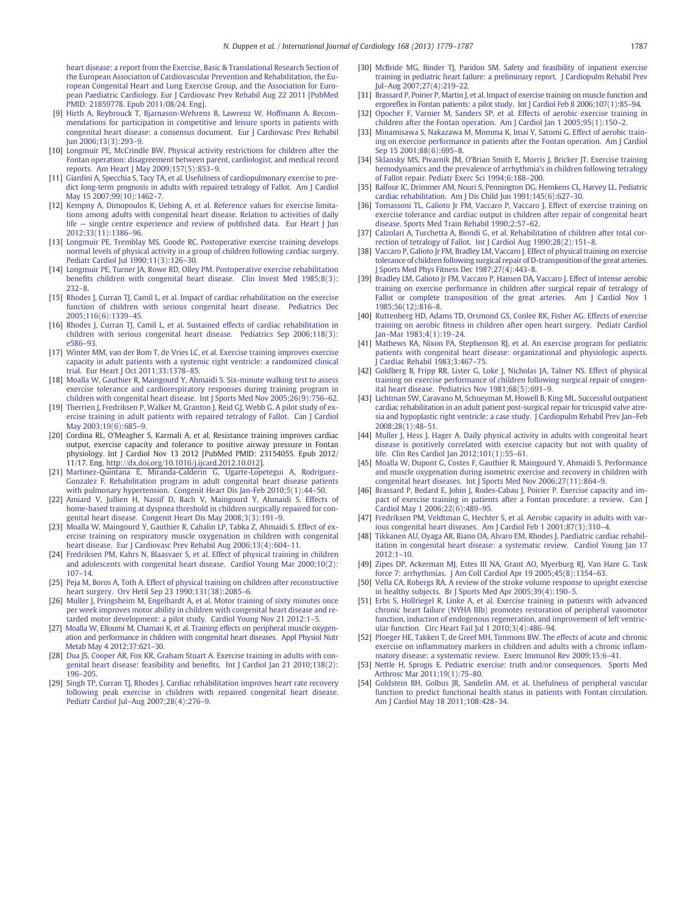heart disease: a report from the Exercise, Basic & Translational Research Section of the European Association of Cardiovascular Prevention and Rehabilitation, the European Congenital Heart and Lung Exercise Group, and the Association for European Paediatric Cardiology. Eur J Cardiovasc Prev Rehabil Aug 22 2011 [PubMed PMID: 21859778. Epub 2011/08/24. Eng].

[9] Hirth A, Reybrouck T, Bjarnason-Wehrens B, Lawrenz W, Hoffmann A. Recommendations for participation in competitive and leisure sports in patients with congenital heart disease: a consensus document. Eur J Cardiovasc Prev Rehabil Jun 2006;13(3):293–9.

[10] Longmuir PE, McCrindle BW. Physical activity restrictions for children after the Fontan operation: disagreement between parent, cardiologist, and medical record reports. Am Heart J May 2009;157(5):853–9.

[11] Giardini A, Specchia S, Tacy TA, et al. Usefulness of cardiopulmonary exercise to predict long-term prognosis in adults with repaired tetralogy of Fallot. Am J Cardiol May 15 2007;99(10):1462–7.

[12] Kempny A, Dimopoulos K, Uebing A, et al. Reference values for exercise limitations among adults with congenital heart disease. Relation to activities of daily life — single centre experience and review of published data. Eur Heart J Jun 2012;33(11):1386–96.

[13] Longmuir PE, Tremblay MS, Goode RC. Postoperative exercise training develops normal levels of physical activity in a group of children following cardiac surgery. Pediatr Cardiol Jul 1990;11(3):126–30.

[14] Longmuir PE, Turner JA, Rowe RD, Olley PM. Postoperative exercise rehabilitation benefits children with congenital heart disease. Clin Invest Med 1985;8(3): 232–8.

[15] Rhodes J, Curran TJ, Camil L, et al. Impact of cardiac rehabilitation on the exercise function of children with serious congenital heart disease. Pediatrics Dec 2005;116(6):1339–45.

[16] Rhodes J, Curran TJ, Camil L, et al. Sustained effects of cardiac rehabilitation in children with serious congenital heart disease. Pediatrics Sep 2006;118(3): e586–93.

[17] Winter MM, van der Bom T, de Vries LC, et al. Exercise training improves exercise capacity in adult patients with a systemic right ventricle: a randomized clinical trial. Eur Heart J Oct 2011;33:1378–85.

[18] Moalla W, Gauthier R, Maingourd Y, Ahmaidi S. Six-minute walking test to assess exercise tolerance and cardiorespiratory responses during training program in children with congenital heart disease. Int J Sports Med Nov 2005;26(9):756–62.

[19] Therrien J, Fredriksen P, Walker M, Granton J, Reid GJ, Webb G. A pilot study of exercise training in adult patients with repaired tetralogy of Fallot. Can J Cardiol May 2003;19(6):685–9.

[20] Cordina RL, O'Meagher S, Karmali A, et al. Resistance training improves cardiac output, exercise capacity and tolerance to positive airway pressure in Fontan physiology. Int J Cardiol Nov 13 2012 [PubMed PMID: 23154055. Epub 2012/11/17. Eng. http://dx.doi.org/10.1016/j.ijcard.2012.10.012].

[21] Martinez-Quintana E, Miranda-Calderin G, Ugarte-Lopetegui A, Rodriguez-Gonzalez F. Rehabilitation program in adult congenital heart disease patients with pulmonary hypertension. Congenit Heart Dis Jan-Feb 2010;5(1):44–50.

[22] Amiard V, Jullien H, Nassif D, Bach V, Maingourd Y, Ahmaidi S. Effects of home-based training at dyspnea threshold in children surgically repaired for congenital heart disease. Congenit Heart Dis May 2008;3(3):191–9.

[23] Moalla W, Maingourd Y, Gauthier R, Cahalin LP, Tabka Z, Ahmaidi S. Effect of exercise training on respiratory muscle oxygenation in children with congenital heart disease. Eur J Cardiovasc Prev Rehabil Aug 2006;13(4):604–11.

[24] Fredriksen PM, Kahrs N, Blaasvaer S, et al. Effect of physical training in children and adolescents with congenital heart disease. Cardiol Young Mar 2000;10(2): 107–14.

[25] Peja M, Boros A, Toth A. Effect of physical training on children after reconstructive heart surgery. Orv Hetil Sep 23 1990;131(38):2085–6.

[26] Muller J, Pringsheim M, Engelhardt A, et al. Motor training of sixty minutes once per week improves motor ability in children with congenital heart disease and retarded motor development: a pilot study. Cardiol Young Nov 21 2012:1–5.

[27] Moalla W, Elloumi M, Chamari K, et al. Training effects on peripheral muscle oxygenation and performance in children with congenital heart diseases. Appl Physiol Nutr Metab May 4 2012;37:621–30.

[28] Dua JS, Cooper AR, Fox KR, Graham Stuart A. Exercise training in adults with congenital heart disease: feasibility and benefits. Int J Cardiol Jan 21 2010;138(2): 196–205.

[29] Singh TP, Curran TJ, Rhodes J. Cardiac rehabilitation improves heart rate recovery following peak exercise in children with repaired congenital heart disease. Pediatr Cardiol Jul–Aug 2007;28(4):276–9.

[30] McBride MG, Binder TJ, Paridon SM. Safety and feasibility of inpatient exercise training in pediatric heart failure: a preliminary report. J Cardiopulm Rehabil Prev Jul–Aug 2007;27(4):219–22.

[31] Brassard P, Poirier P, Martin J, et al. Impact of exercise training on muscle function and ergoreflex in Fontan patients: a pilot study. Int J Cardiol Feb 8 2006;107(1):85–94.

[32] Opocher F, Varnier M, Sanders SP, et al. Effects of aerobic exercise training in children after the Fontan operation. Am J Cardiol Jan 1 2005;95(1):150–2.

[33] Minamisawa S, Nakazawa M, Momma K, Imai Y, Satomi G. Effect of aerobic training on exercise performance in patients after the Fontan operation. Am J Cardiol Sep 15 2001;88(6):695–8.

[34] Sklansky MS, Pivarnik JM, O'Brian Smith E, Morris J, Bricker JT. Exercise training hemodynamics and the prevalence of arrhythmia's in children following tetralogy of Fallot repair. Pediatr Exerc Sci 1994;6:188–200.

[35] Balfour IC, Drimmer AM, Nouri S, Pennington DG, Hemkens CL, Harvey LL. Pediatric cardiac rehabilitation. Am J Dis Child Jun 1991;145(6):627–30.

[36] Tomassoni TL, Galioto Jr FM, Vaccaro P, Vaccaro J. Effect of exercise training on exercise tolerance and cardiac output in children after repair of congenital heart disease. Sports Med Train Rehabil 1990;2:57–62.

[37] Calzolari A, Turchetta A, Biondi G, et al. Rehabilitation of children after total correction of tetralogy of Fallot. Int J Cardiol Aug 1990;28(2):151–8.

[38] Vaccaro P, Galioto Jr FM, Bradley LM, Vaccaro J. Effect of physical training on exercise tolerance of children following surgical repair of D-transposition of the great arteries. J Sports Med Phys Fitness Dec 1987;27(4):443–8.

[39] Bradley LM, Galioto Jr FM, Vaccaro P, Hansen DA, Vaccaro J. Effect of intense aerobic training on exercise performance in children after surgical repair of tetralogy of Fallot or complete transposition of the great arteries. Am J Cardiol Nov 1 1985;56(12):816–8.

[40] Ruttenberg HD, Adams TD, Orsmond GS, Conlee RK, Fisher AG. Effects of exercise training on aerobic fitness in children after open heart surgery. Pediatr Cardiol Jan–Mar 1983;4(1):19–24.

[41] Mathews RA, Nixon PA, Stephenson RJ, et al. An exercise program for pediatric patients with congenital heart disease: organizational and physiologic aspects. J Cardiac Rehabil 1983;3:467–75.

[42] Goldberg B, Fripp RR, Lister G, Loke J, Nicholas JA, Talner NS. Effect of physical training on exercise performance of children following surgical repair of congenital heart disease. Pediatrics Nov 1981;68(5):691–9.

[43] Lichtman SW, Caravano M, Schneyman M, Howell B, King ML. Successful outpatient cardiac rehabilitation in an adult patient post-surgical repair for tricuspid valve atresia and hypoplastic right ventricle: a case study. J Cardiopulm Rehabil Prev Jan–Feb 2008;28(1):48–51.

[44] Muller J, Hess J, Hager A. Daily physical activity in adults with congenital heart disease is positively correlated with exercise capacity but not with quality of life. Clin Res Cardiol Jan 2012;101(1):55–61.

[45] Moalla W, Dupont G, Costes F, Gauthier R, Maingourd Y, Ahmaidi S. Performance and muscle oxygenation during isometric exercise and recovery in children with congenital heart diseases. Int J Sports Med Nov 2006;27(11):864–9.

[46] Brassard P, Bedard E, Jobin J, Rodes-Cabau J, Poirier P. Exercise capacity and impact of exercise training in patients after a Fontan procedure: a review. Can J Cardiol May 1 2006;22(6):489–95.

[47] Fredriksen PM, Veldtman G, Hechter S, et al. Aerobic capacity in adults with various congenital heart diseases. Am J Cardiol Feb 1 2001;87(3):310–4.

[48] Tikkanen AU, Oyaga AR, Riano OA, Alvaro EM, Rhodes J. Paediatric cardiac rehabilitation in congenital heart disease: a systematic review. Cardiol Young Jan 17 2012:1–10.

[49] Zipes DP, Ackerman MJ, Estes III NA, Grant AO, Myerburg RJ, Van Hare G. Task force 7: arrhythmias. J Am Coll Cardiol Apr 19 2005;45(8):1354–63.

[50] Vella CA, Robergs RA. A review of the stroke volume response to upright exercise in healthy subjects. Br J Sports Med Apr 2005;39(4):190–5.

[51] Erbs S, Hollriegel R, Linke A, et al. Exercise training in patients with advanced chronic heart failure (NYHA IIIb) promotes restoration of peripheral vasomotor function, induction of endogenous regeneration, and improvement of left ventricular function. Circ Heart Fail Jul 1 2010;3(4):486–94.

[52] Ploeger HE, Takken T, de Greef MH, Timmons BW. The effects of acute and chronic exercise on inflammatory markers in children and adults with a chronic inflammatory disease: a systematic review. Exerc Immunol Rev 2009;15:6–41.

[53] Nettle H, Sprogis E. Pediatric exercise: truth and/or consequences. Sports Med Arthrosc Mar 2011;19(1):75–80.

[54] Goldstein BH, Golbus JR, Sandelin AM, et al. Usefulness of peripheral vascular function to predict functional health status in patients with Fontan circulation. Am J Cardiol May 18 2011;108:428–34.